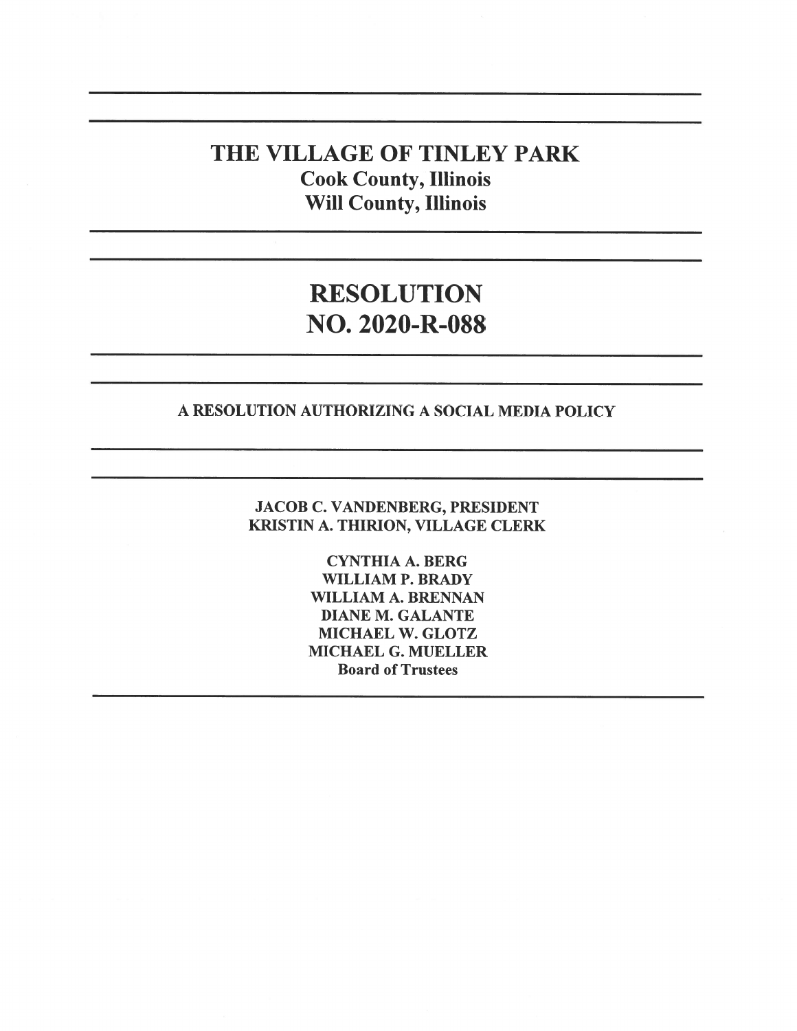# THE VILLAGE OF TINLEY PARK

**Cook County, Illinois**
**Will County, Illinois**

---

# RESOLUTION NO. 2020-R-088

---

**A RESOLUTION AUTHORIZING A SOCIAL MEDIA POLICY**

---

**JACOB C. VANDENBERG, PRESIDENT**
**KRISTIN A. THIRION, VILLAGE CLERK**

**CYNTHIA A. BERG**
**WILLIAM P. BRADY**
**WILLIAM A. BRENNAN**
**DIANE M. GALANTE**
**MICHAEL W. GLOTZ**
**MICHAEL G. MUELLER**
**Board of Trustees**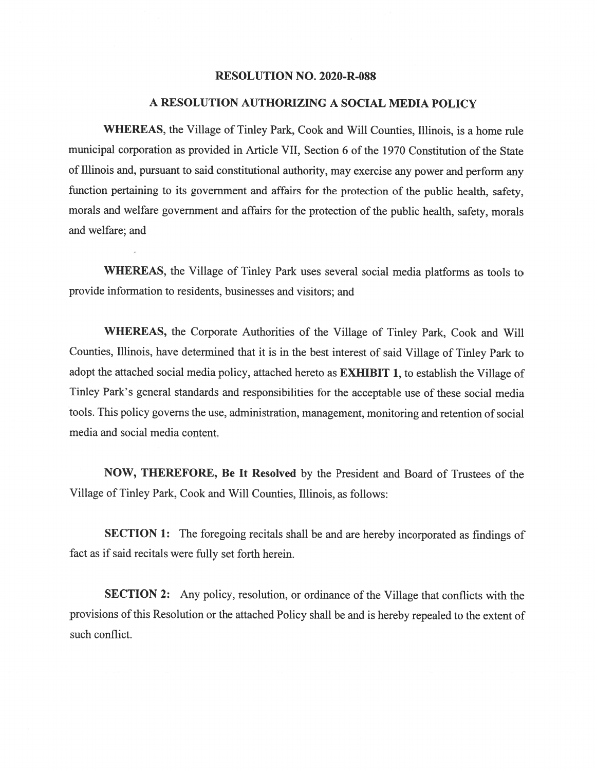**RESOLUTION NO. 2020-R-088**

**A RESOLUTION AUTHORIZING A SOCIAL MEDIA POLICY**

**WHEREAS**, the Village of Tinley Park, Cook and Will Counties, Illinois, is a home rule municipal corporation as provided in Article VII, Section 6 of the 1970 Constitution of the State of Illinois and, pursuant to said constitutional authority, may exercise any power and perform any function pertaining to its government and affairs for the protection of the public health, safety, morals and welfare government and affairs for the protection of the public health, safety, morals and welfare; and

**WHEREAS**, the Village of Tinley Park uses several social media platforms as tools to provide information to residents, businesses and visitors; and

**WHEREAS,** the Corporate Authorities of the Village of Tinley Park, Cook and Will Counties, Illinois, have determined that it is in the best interest of said Village of Tinley Park to adopt the attached social media policy, attached hereto as **EXHIBIT 1**, to establish the Village of Tinley Park's general standards and responsibilities for the acceptable use of these social media tools. This policy governs the use, administration, management, monitoring and retention of social media and social media content.

**NOW, THEREFORE, Be It Resolved** by the President and Board of Trustees of the Village of Tinley Park, Cook and Will Counties, Illinois, as follows:

**SECTION 1:** The foregoing recitals shall be and are hereby incorporated as findings of fact as if said recitals were fully set forth herein.

**SECTION 2:** Any policy, resolution, or ordinance of the Village that conflicts with the provisions of this Resolution or the attached Policy shall be and is hereby repealed to the extent of such conflict.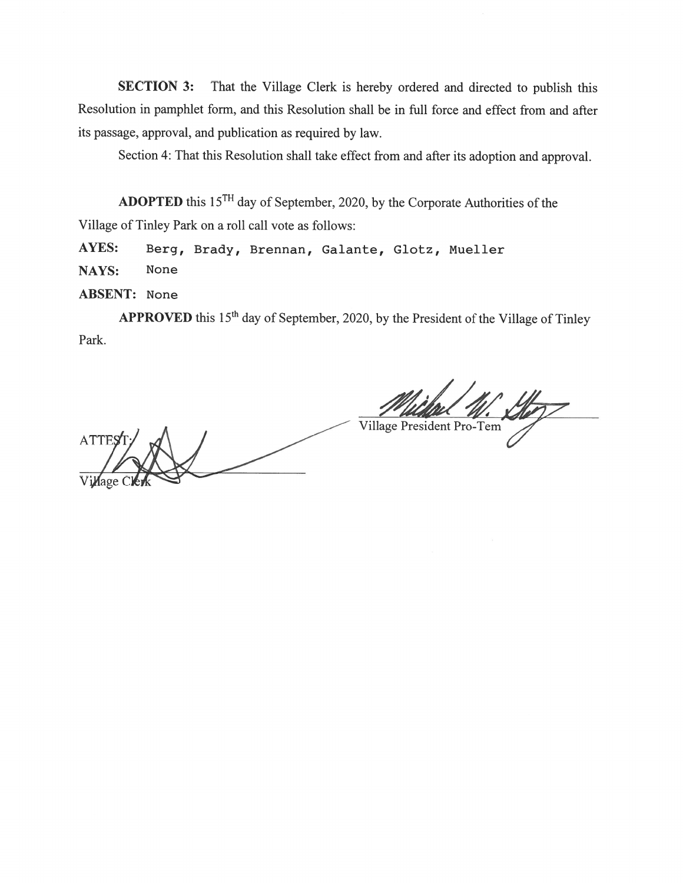**SECTION 3:** That the Village Clerk is hereby ordered and directed to publish this Resolution in pamphlet form, and this Resolution shall be in full force and effect from and after its passage, approval, and publication as required by law.

Section 4: That this Resolution shall take effect from and after its adoption and approval.

**ADOPTED** this 15[TH] day of September, 2020, by the Corporate Authorities of the Village of Tinley Park on a roll call vote as follows:

**AYES:** Berg, Brady, Brennan, Galante, Glotz, Mueller

**NAYS:** None

**ABSENT:** None

**APPROVED** this 15[th] day of September, 2020, by the President of the Village of Tinley Park.

Village President Pro-Tem

ATTEST:

Village Clerk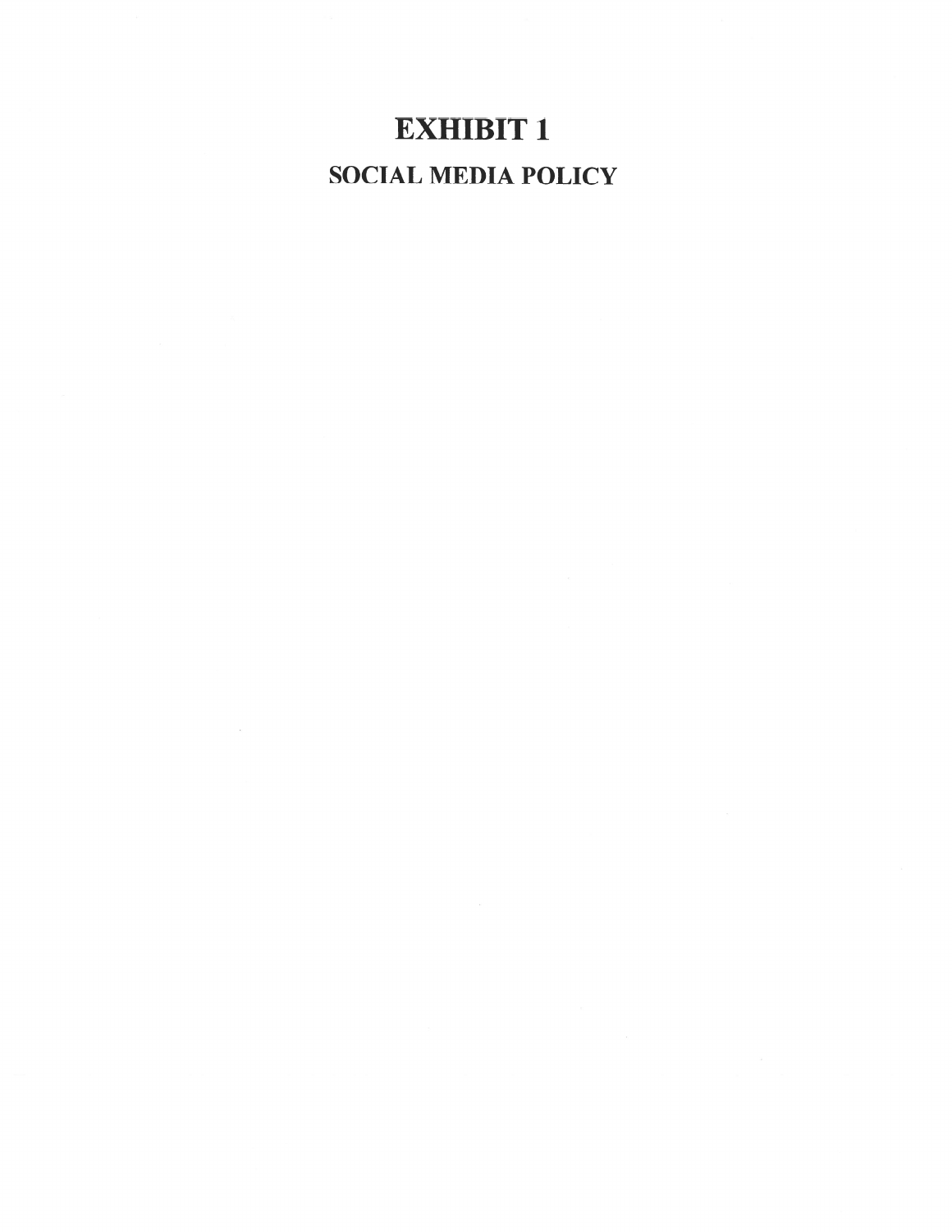# EXHIBIT 1

## SOCIAL MEDIA POLICY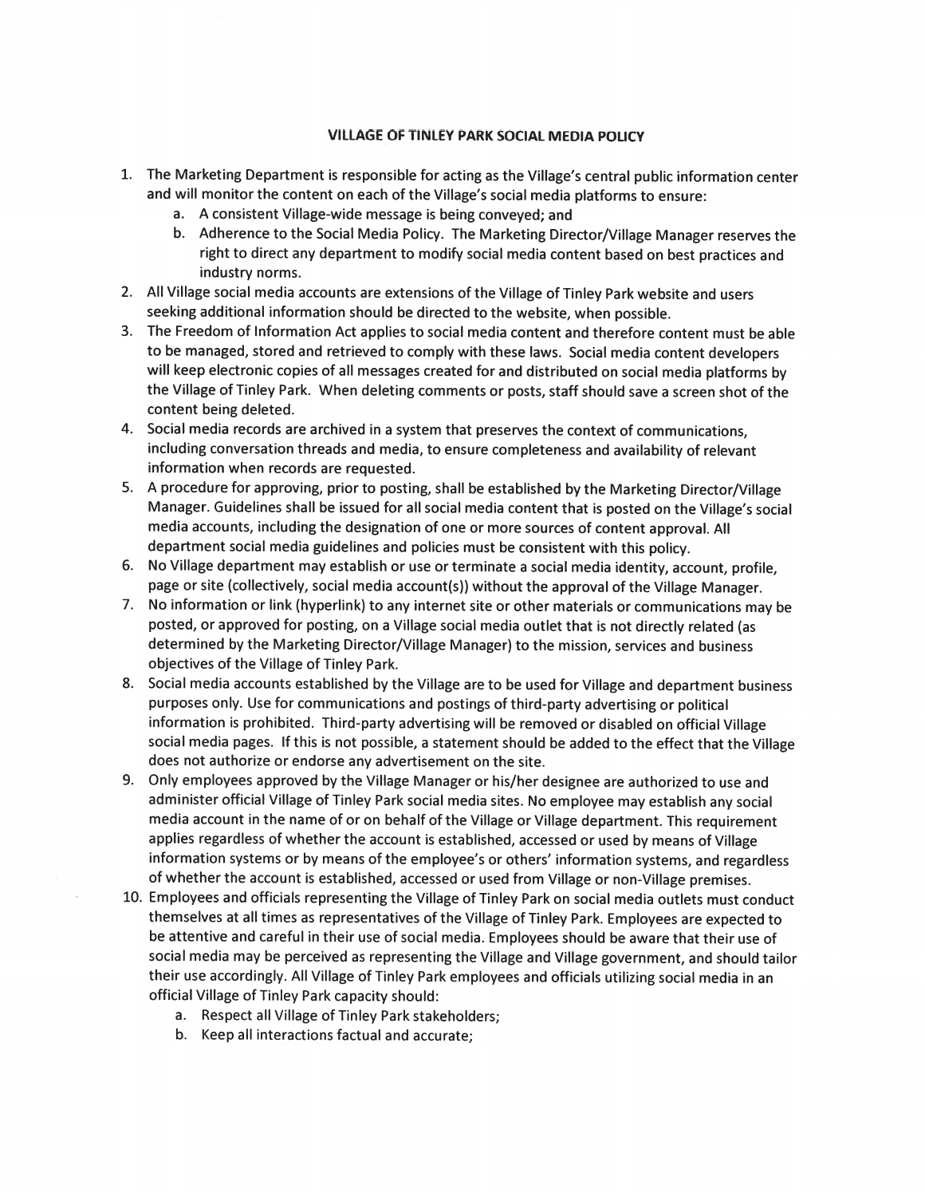# VILLAGE OF TINLEY PARK SOCIAL MEDIA POLICY

1. The Marketing Department is responsible for acting as the Village's central public information center and will monitor the content on each of the Village's social media platforms to ensure:
    a. A consistent Village-wide message is being conveyed; and
    b. Adherence to the Social Media Policy. The Marketing Director/Village Manager reserves the right to direct any department to modify social media content based on best practices and industry norms.
2. All Village social media accounts are extensions of the Village of Tinley Park website and users seeking additional information should be directed to the website, when possible.
3. The Freedom of Information Act applies to social media content and therefore content must be able to be managed, stored and retrieved to comply with these laws. Social media content developers will keep electronic copies of all messages created for and distributed on social media platforms by the Village of Tinley Park. When deleting comments or posts, staff should save a screen shot of the content being deleted.
4. Social media records are archived in a system that preserves the context of communications, including conversation threads and media, to ensure completeness and availability of relevant information when records are requested.
5. A procedure for approving, prior to posting, shall be established by the Marketing Director/Village Manager. Guidelines shall be issued for all social media content that is posted on the Village's social media accounts, including the designation of one or more sources of content approval. All department social media guidelines and policies must be consistent with this policy.
6. No Village department may establish or use or terminate a social media identity, account, profile, page or site (collectively, social media account(s)) without the approval of the Village Manager.
7. No information or link (hyperlink) to any internet site or other materials or communications may be posted, or approved for posting, on a Village social media outlet that is not directly related (as determined by the Marketing Director/Village Manager) to the mission, services and business objectives of the Village of Tinley Park.
8. Social media accounts established by the Village are to be used for Village and department business purposes only. Use for communications and postings of third-party advertising or political information is prohibited. Third-party advertising will be removed or disabled on official Village social media pages. If this is not possible, a statement should be added to the effect that the Village does not authorize or endorse any advertisement on the site.
9. Only employees approved by the Village Manager or his/her designee are authorized to use and administer official Village of Tinley Park social media sites. No employee may establish any social media account in the name of or on behalf of the Village or Village department. This requirement applies regardless of whether the account is established, accessed or used by means of Village information systems or by means of the employee's or others' information systems, and regardless of whether the account is established, accessed or used from Village or non-Village premises.
10. Employees and officials representing the Village of Tinley Park on social media outlets must conduct themselves at all times as representatives of the Village of Tinley Park. Employees are expected to be attentive and careful in their use of social media. Employees should be aware that their use of social media may be perceived as representing the Village and Village government, and should tailor their use accordingly. All Village of Tinley Park employees and officials utilizing social media in an official Village of Tinley Park capacity should:
    a. Respect all Village of Tinley Park stakeholders;
    b. Keep all interactions factual and accurate;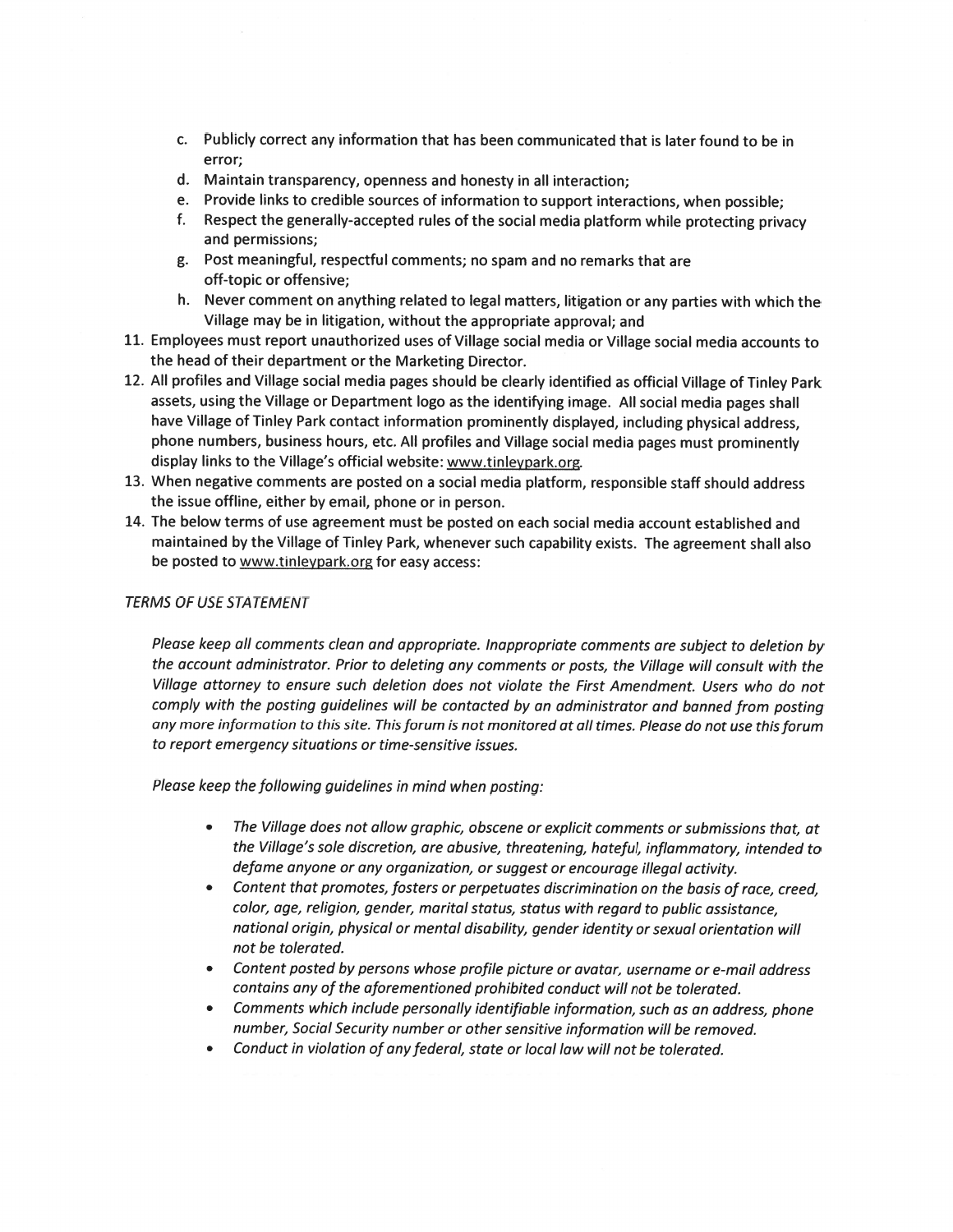c. Publicly correct any information that has been communicated that is later found to be in error;
d. Maintain transparency, openness and honesty in all interaction;
e. Provide links to credible sources of information to support interactions, when possible;
f. Respect the generally-accepted rules of the social media platform while protecting privacy and permissions;
g. Post meaningful, respectful comments; no spam and no remarks that are off-topic or offensive;
h. Never comment on anything related to legal matters, litigation or any parties with which the Village may be in litigation, without the appropriate approval; and

11. Employees must report unauthorized uses of Village social media or Village social media accounts to the head of their department or the Marketing Director.
12. All profiles and Village social media pages should be clearly identified as official Village of Tinley Park assets, using the Village or Department logo as the identifying image. All social media pages shall have Village of Tinley Park contact information prominently displayed, including physical address, phone numbers, business hours, etc. All profiles and Village social media pages must prominently display links to the Village's official website: www.tinleypark.org.
13. When negative comments are posted on a social media platform, responsible staff should address the issue offline, either by email, phone or in person.
14. The below terms of use agreement must be posted on each social media account established and maintained by the Village of Tinley Park, whenever such capability exists. The agreement shall also be posted to www.tinleypark.org for easy access:

*TERMS OF USE STATEMENT*

*Please keep all comments clean and appropriate. Inappropriate comments are subject to deletion by the account administrator. Prior to deleting any comments or posts, the Village will consult with the Village attorney to ensure such deletion does not violate the First Amendment. Users who do not comply with the posting guidelines will be contacted by an administrator and banned from posting any more information to this site. This forum is not monitored at all times. Please do not use this forum to report emergency situations or time-sensitive issues.*

*Please keep the following guidelines in mind when posting:*

- *The Village does not allow graphic, obscene or explicit comments or submissions that, at the Village's sole discretion, are abusive, threatening, hateful, inflammatory, intended to defame anyone or any organization, or suggest or encourage illegal activity.*
- *Content that promotes, fosters or perpetuates discrimination on the basis of race, creed, color, age, religion, gender, marital status, status with regard to public assistance, national origin, physical or mental disability, gender identity or sexual orientation will not be tolerated.*
- *Content posted by persons whose profile picture or avatar, username or e-mail address contains any of the aforementioned prohibited conduct will not be tolerated.*
- *Comments which include personally identifiable information, such as an address, phone number, Social Security number or other sensitive information will be removed.*
- *Conduct in violation of any federal, state or local law will not be tolerated.*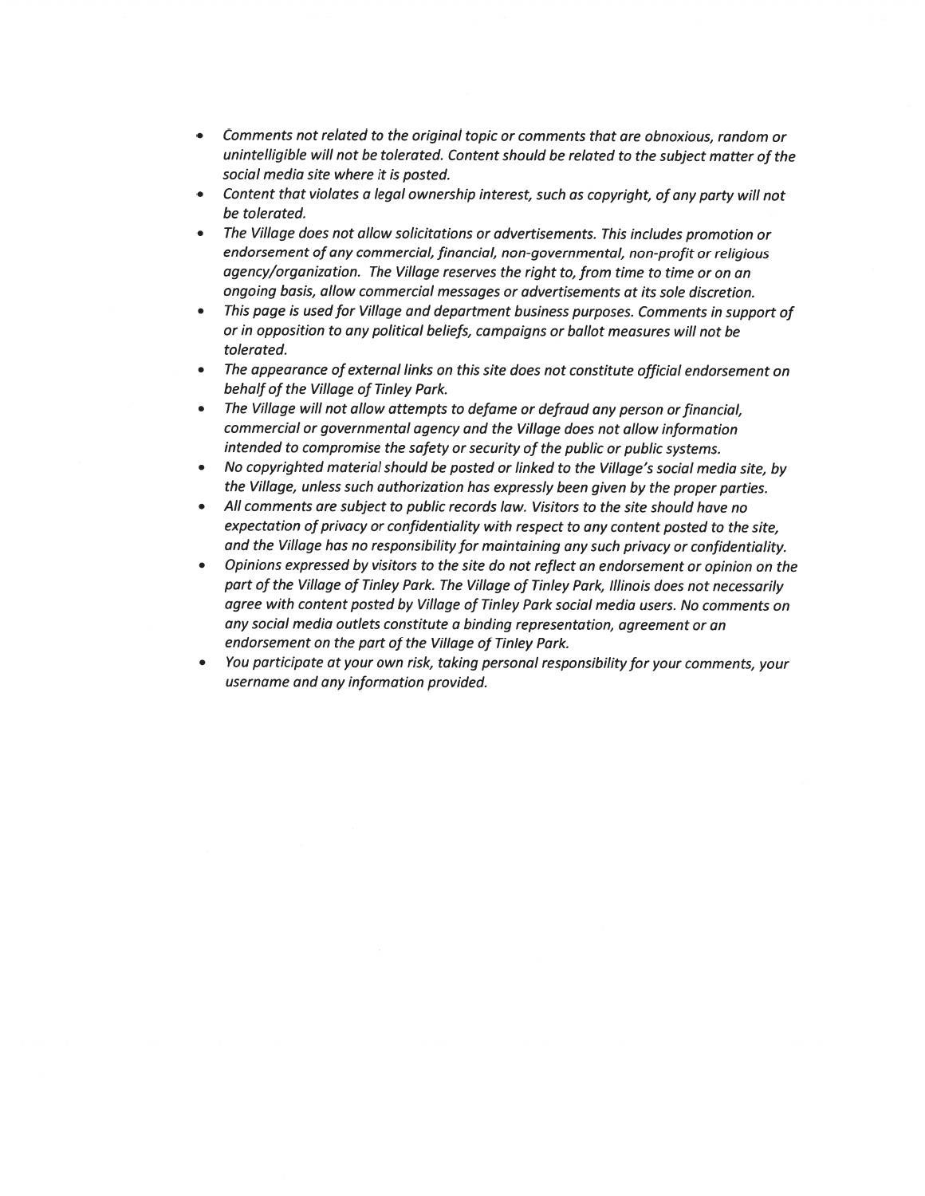- *Comments not related to the original topic or comments that are obnoxious, random or unintelligible will not be tolerated. Content should be related to the subject matter of the social media site where it is posted.*
- *Content that violates a legal ownership interest, such as copyright, of any party will not be tolerated.*
- *The Village does not allow solicitations or advertisements. This includes promotion or endorsement of any commercial, financial, non-governmental, non-profit or religious agency/organization. The Village reserves the right to, from time to time or on an ongoing basis, allow commercial messages or advertisements at its sole discretion.*
- *This page is used for Village and department business purposes. Comments in support of or in opposition to any political beliefs, campaigns or ballot measures will not be tolerated.*
- *The appearance of external links on this site does not constitute official endorsement on behalf of the Village of Tinley Park.*
- *The Village will not allow attempts to defame or defraud any person or financial, commercial or governmental agency and the Village does not allow information intended to compromise the safety or security of the public or public systems.*
- *No copyrighted material should be posted or linked to the Village's social media site, by the Village, unless such authorization has expressly been given by the proper parties.*
- *All comments are subject to public records law. Visitors to the site should have no expectation of privacy or confidentiality with respect to any content posted to the site, and the Village has no responsibility for maintaining any such privacy or confidentiality.*
- *Opinions expressed by visitors to the site do not reflect an endorsement or opinion on the part of the Village of Tinley Park. The Village of Tinley Park, Illinois does not necessarily agree with content posted by Village of Tinley Park social media users. No comments on any social media outlets constitute a binding representation, agreement or an endorsement on the part of the Village of Tinley Park.*
- *You participate at your own risk, taking personal responsibility for your comments, your username and any information provided.*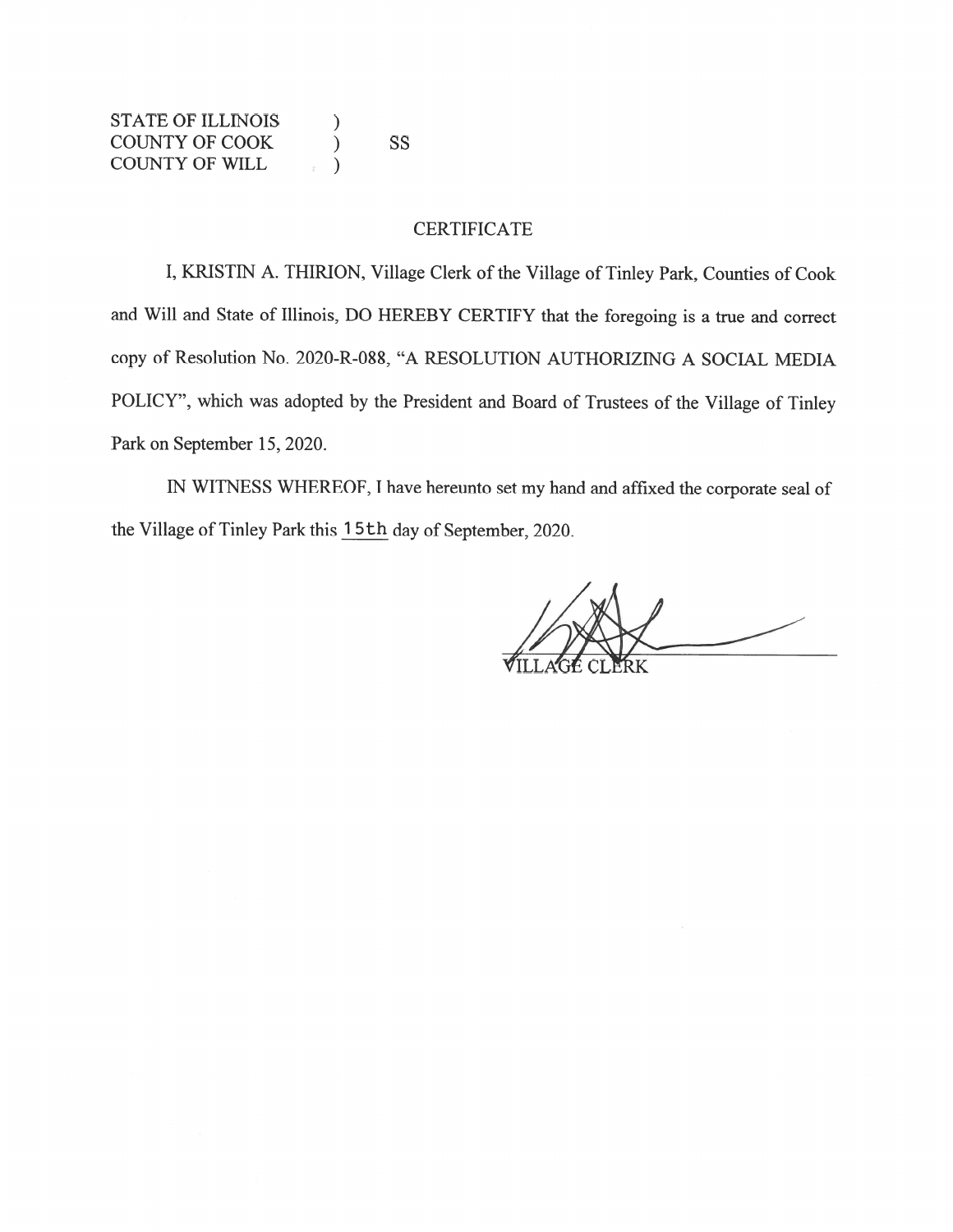STATE OF ILLINOIS )
COUNTY OF COOK ) SS
COUNTY OF WILL )

## CERTIFICATE

I, KRISTIN A. THIRION, Village Clerk of the Village of Tinley Park, Counties of Cook and Will and State of Illinois, DO HEREBY CERTIFY that the foregoing is a true and correct copy of Resolution No. 2020-R-088, "A RESOLUTION AUTHORIZING A SOCIAL MEDIA POLICY", which was adopted by the President and Board of Trustees of the Village of Tinley Park on September 15, 2020.

IN WITNESS WHEREOF, I have hereunto set my hand and affixed the corporate seal of the Village of Tinley Park this 15th day of September, 2020.

VILLAGE CLERK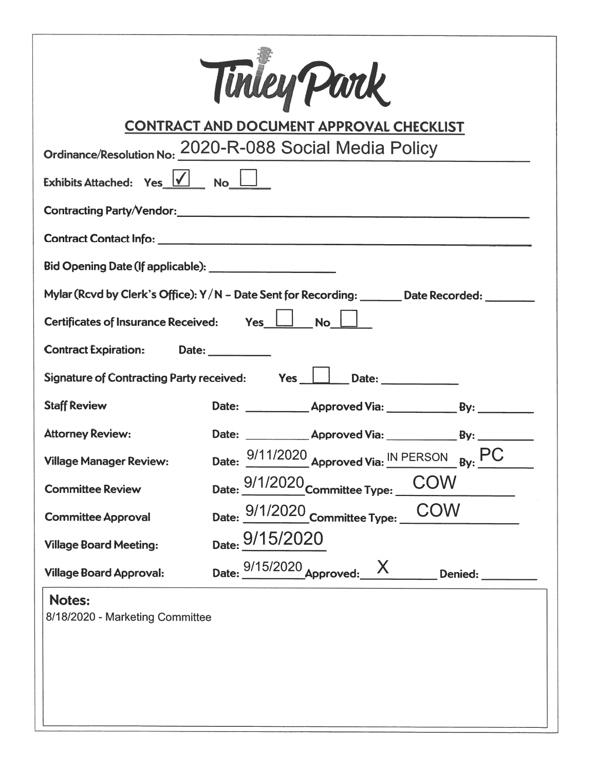Tinley Park

## CONTRACT AND DOCUMENT APPROVAL CHECKLIST

**Ordinance/Resolution No:** 2020-R-088 Social Media Policy

**Exhibits Attached:** Yes ☑ No ☐

**Contracting Party/Vendor:** ______________________

**Contract Contact Info:** ______________________

**Bid Opening Date (If applicable):** ______________________

**Mylar (Rcvd by Clerk's Office): Y / N – Date Sent for Recording:** ________ **Date Recorded:** ________

**Certificates of Insurance Received:** Yes ☐ No ☐

**Contract Expiration:** Date: __________

**Signature of Contracting Party received:** Yes ☐ Date: __________

| | | | |
|---|---|---|---|
| **Staff Review** | Date: ________ | Approved Via: ________ | By: ________ |
| **Attorney Review:** | Date: ________ | Approved Via: ________ | By: ________ |
| **Village Manager Review:** | Date: 9/11/2020 | Approved Via: IN PERSON | By: PC |
| **Committee Review** | Date: 9/1/2020 | Committee Type: COW | |
| **Committee Approval** | Date: 9/1/2020 | Committee Type: COW | |
| **Village Board Meeting:** | Date: 9/15/2020 | | |
| **Village Board Approval:** | Date: 9/15/2020 | Approved: X | Denied: ________ |

**Notes:**

8/18/2020 - Marketing Committee